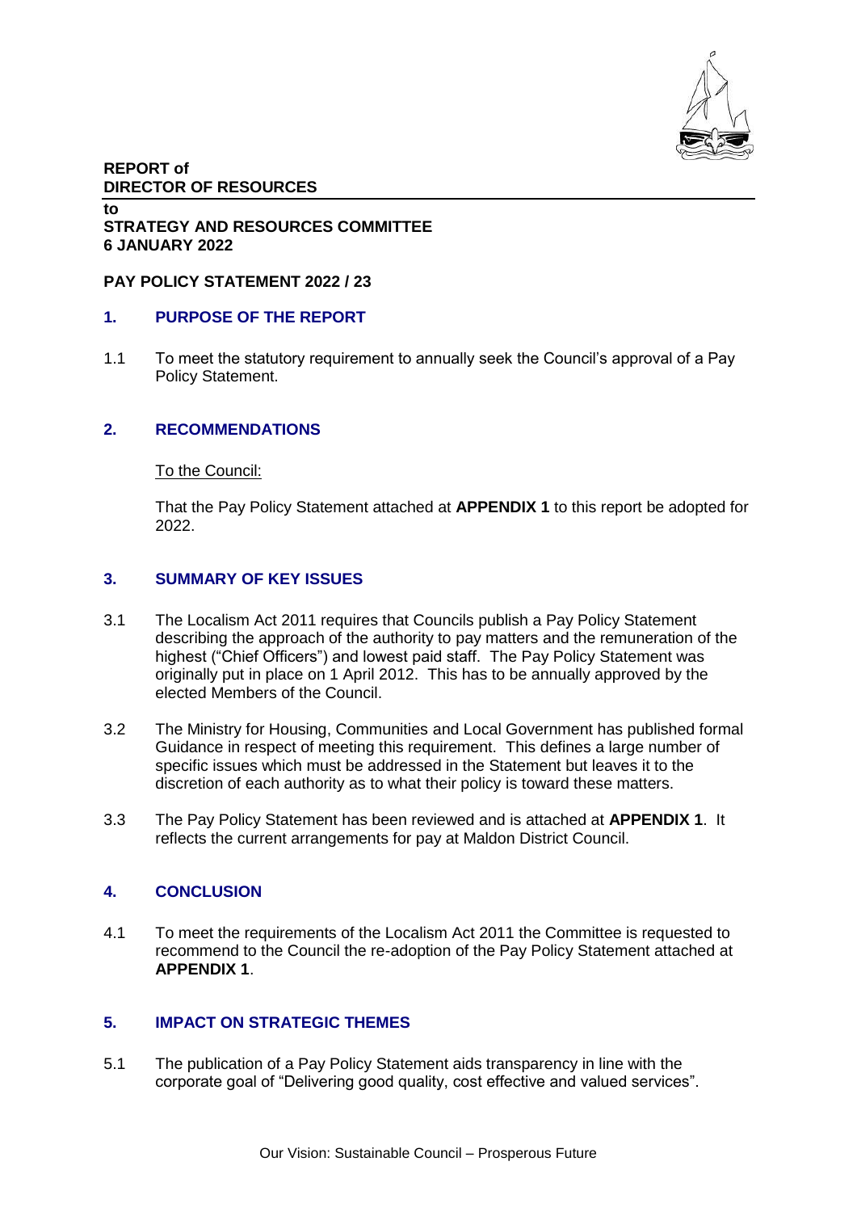**REPORT of**
**DIRECTOR OF RESOURCES**

**to**
**STRATEGY AND RESOURCES COMMITTEE**
**6 JANUARY 2022**

**PAY POLICY STATEMENT 2022 / 23**

## 1. PURPOSE OF THE REPORT

1.1 To meet the statutory requirement to annually seek the Council's approval of a Pay Policy Statement.

## 2. RECOMMENDATIONS

To the Council:

That the Pay Policy Statement attached at **APPENDIX 1** to this report be adopted for 2022.

## 3. SUMMARY OF KEY ISSUES

3.1 The Localism Act 2011 requires that Councils publish a Pay Policy Statement describing the approach of the authority to pay matters and the remuneration of the highest ("Chief Officers") and lowest paid staff. The Pay Policy Statement was originally put in place on 1 April 2012. This has to be annually approved by the elected Members of the Council.

3.2 The Ministry for Housing, Communities and Local Government has published formal Guidance in respect of meeting this requirement. This defines a large number of specific issues which must be addressed in the Statement but leaves it to the discretion of each authority as to what their policy is toward these matters.

3.3 The Pay Policy Statement has been reviewed and is attached at **APPENDIX 1**. It reflects the current arrangements for pay at Maldon District Council.

## 4. CONCLUSION

4.1 To meet the requirements of the Localism Act 2011 the Committee is requested to recommend to the Council the re-adoption of the Pay Policy Statement attached at **APPENDIX 1**.

## 5. IMPACT ON STRATEGIC THEMES

5.1 The publication of a Pay Policy Statement aids transparency in line with the corporate goal of "Delivering good quality, cost effective and valued services".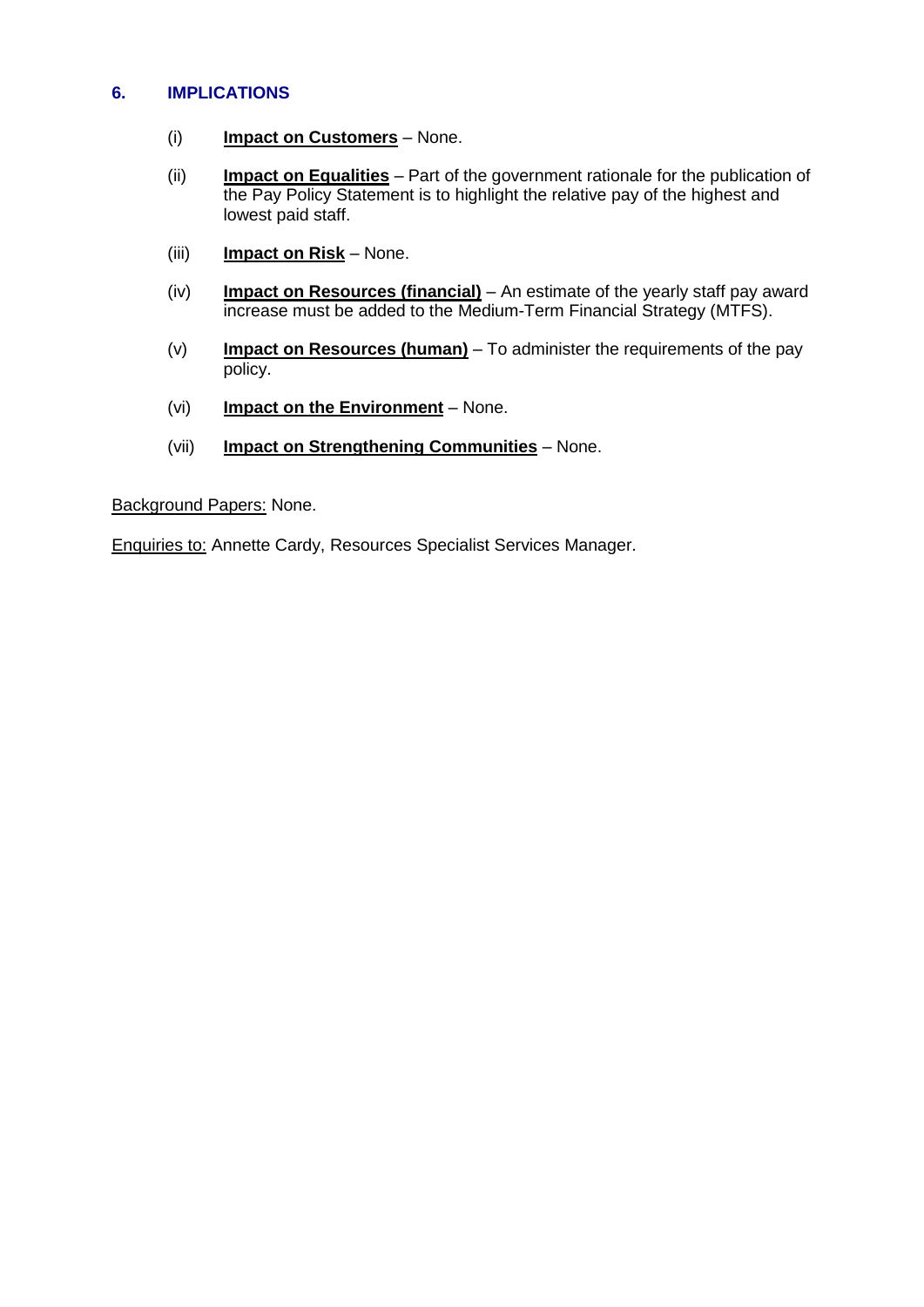## 6. IMPLICATIONS

(i) **Impact on Customers** – None.

(ii) **Impact on Equalities** – Part of the government rationale for the publication of the Pay Policy Statement is to highlight the relative pay of the highest and lowest paid staff.

(iii) **Impact on Risk** – None.

(iv) **Impact on Resources (financial)** – An estimate of the yearly staff pay award increase must be added to the Medium-Term Financial Strategy (MTFS).

(v) **Impact on Resources (human)** – To administer the requirements of the pay policy.

(vi) **Impact on the Environment** – None.

(vii) **Impact on Strengthening Communities** – None.

Background Papers: None.

Enquiries to: Annette Cardy, Resources Specialist Services Manager.